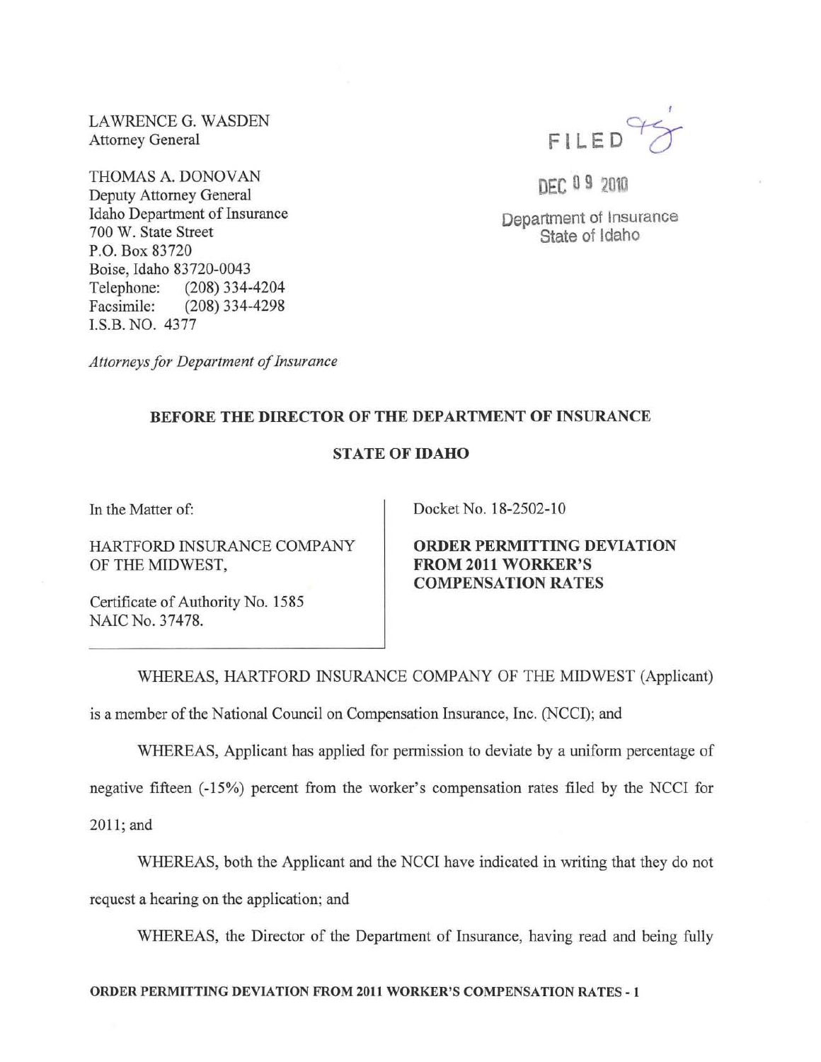LAWRENCE G. WASDEN
Attorney General

THOMAS A. DONOVAN
Deputy Attorney General
Idaho Department of Insurance
700 W. State Street
P.O. Box 83720
Boise, Idaho 83720-0043
Telephone: (208) 334-4204
Facsimile: (208) 334-4298
I.S.B. NO. 4377

*Attorneys for Department of Insurance*

FILED

DEC 09 2010

Department of Insurance
State of Idaho

**BEFORE THE DIRECTOR OF THE DEPARTMENT OF INSURANCE**

**STATE OF IDAHO**

In the Matter of:

HARTFORD INSURANCE COMPANY OF THE MIDWEST,

Certificate of Authority No. 1585
NAIC No. 37478.

Docket No. 18-2502-10

**ORDER PERMITTING DEVIATION FROM 2011 WORKER'S COMPENSATION RATES**

WHEREAS, HARTFORD INSURANCE COMPANY OF THE MIDWEST (Applicant) is a member of the National Council on Compensation Insurance, Inc. (NCCI); and

WHEREAS, Applicant has applied for permission to deviate by a uniform percentage of negative fifteen (-15%) percent from the worker's compensation rates filed by the NCCI for 2011; and

WHEREAS, both the Applicant and the NCCI have indicated in writing that they do not request a hearing on the application; and

WHEREAS, the Director of the Department of Insurance, having read and being fully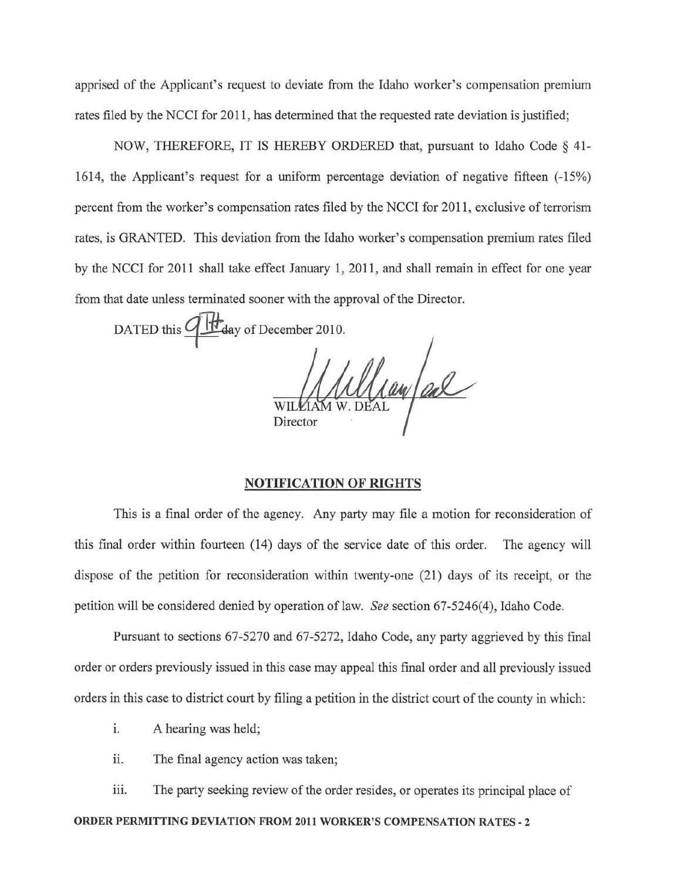apprised of the Applicant's request to deviate from the Idaho worker's compensation premium rates filed by the NCCI for 2011, has determined that the requested rate deviation is justified;

NOW, THEREFORE, IT IS HEREBY ORDERED that, pursuant to Idaho Code § 41-1614, the Applicant's request for a uniform percentage deviation of negative fifteen (-15%) percent from the worker's compensation rates filed by the NCCI for 2011, exclusive of terrorism rates, is GRANTED. This deviation from the Idaho worker's compensation premium rates filed by the NCCI for 2011 shall take effect January 1, 2011, and shall remain in effect for one year from that date unless terminated sooner with the approval of the Director.

DATED this 9th day of December 2010.

WILLIAM W. DEAL
Director

## NOTIFICATION OF RIGHTS

This is a final order of the agency. Any party may file a motion for reconsideration of this final order within fourteen (14) days of the service date of this order. The agency will dispose of the petition for reconsideration within twenty-one (21) days of its receipt, or the petition will be considered denied by operation of law. *See* section 67-5246(4), Idaho Code.

Pursuant to sections 67-5270 and 67-5272, Idaho Code, any party aggrieved by this final order or orders previously issued in this case may appeal this final order and all previously issued orders in this case to district court by filing a petition in the district court of the county in which:

i. A hearing was held;

ii. The final agency action was taken;

iii. The party seeking review of the order resides, or operates its principal place of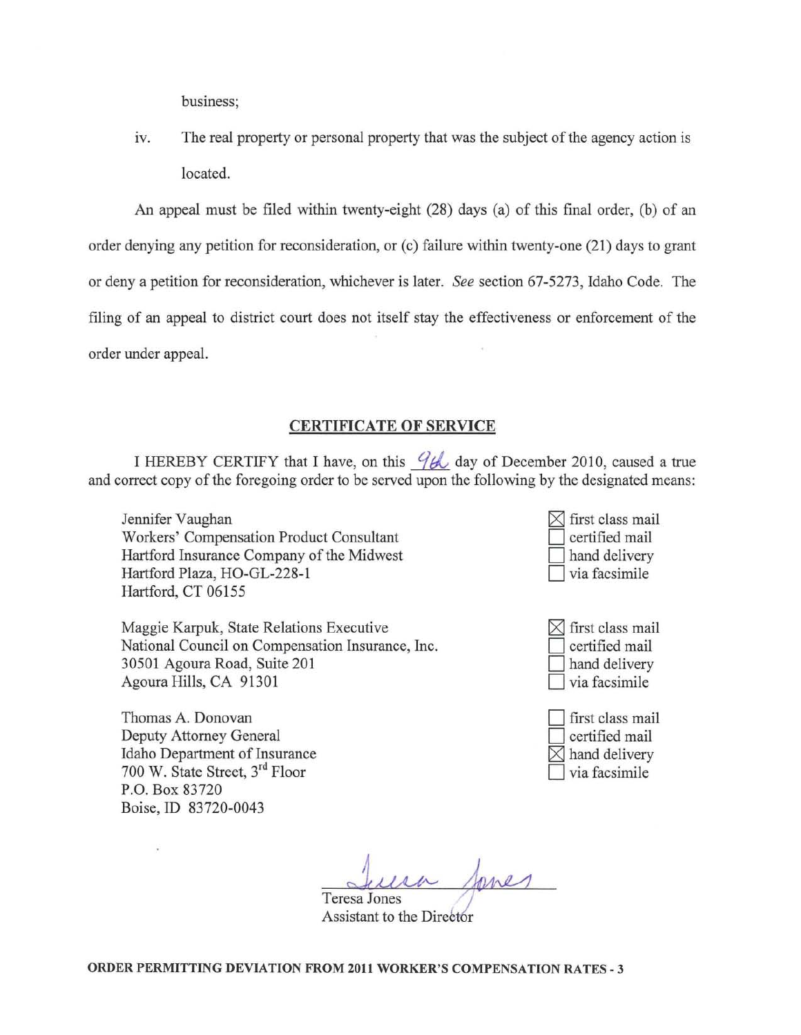business;

iv. The real property or personal property that was the subject of the agency action is located.

An appeal must be filed within twenty-eight (28) days (a) of this final order, (b) of an order denying any petition for reconsideration, or (c) failure within twenty-one (21) days to grant or deny a petition for reconsideration, whichever is later. *See* section 67-5273, Idaho Code. The filing of an appeal to district court does not itself stay the effectiveness or enforcement of the order under appeal.

## CERTIFICATE OF SERVICE

I HEREBY CERTIFY that I have, on this 9th day of December 2010, caused a true and correct copy of the foregoing order to be served upon the following by the designated means:

Jennifer Vaughan
Workers' Compensation Product Consultant
Hartford Insurance Company of the Midwest
Hartford Plaza, HO-GL-228-1
Hartford, CT 06155

- [x] first class mail
- [ ] certified mail
- [ ] hand delivery
- [ ] via facsimile

Maggie Karpuk, State Relations Executive
National Council on Compensation Insurance, Inc.
30501 Agoura Road, Suite 201
Agoura Hills, CA 91301

- [x] first class mail
- [ ] certified mail
- [ ] hand delivery
- [ ] via facsimile

Thomas A. Donovan
Deputy Attorney General
Idaho Department of Insurance
700 W. State Street, 3rd Floor
P.O. Box 83720
Boise, ID 83720-0043

- [ ] first class mail
- [ ] certified mail
- [x] hand delivery
- [ ] via facsimile

Teresa Jones
Assistant to the Director

ORDER PERMITTING DEVIATION FROM 2011 WORKER'S COMPENSATION RATES - 3